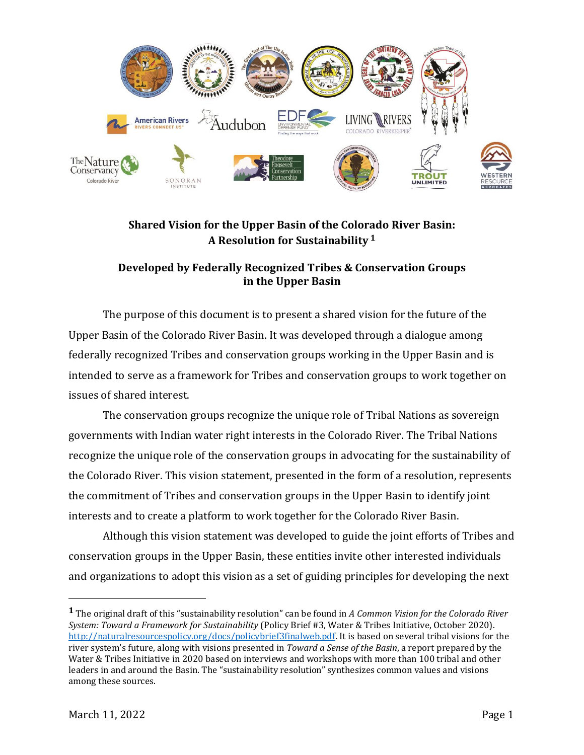## Shared Vision for the Upper Basin of the Colorado River Basin: A Resolution for Sustainability [1]

## Developed by Federally Recognized Tribes & Conservation Groups in the Upper Basin

The purpose of this document is to present a shared vision for the future of the Upper Basin of the Colorado River Basin. It was developed through a dialogue among federally recognized Tribes and conservation groups working in the Upper Basin and is intended to serve as a framework for Tribes and conservation groups to work together on issues of shared interest.

The conservation groups recognize the unique role of Tribal Nations as sovereign governments with Indian water right interests in the Colorado River. The Tribal Nations recognize the unique role of the conservation groups in advocating for the sustainability of the Colorado River. This vision statement, presented in the form of a resolution, represents the commitment of Tribes and conservation groups in the Upper Basin to identify joint interests and to create a platform to work together for the Colorado River Basin.

Although this vision statement was developed to guide the joint efforts of Tribes and conservation groups in the Upper Basin, these entities invite other interested individuals and organizations to adopt this vision as a set of guiding principles for developing the next

---

[1] The original draft of this "sustainability resolution" can be found in *A Common Vision for the Colorado River System: Toward a Framework for Sustainability* (Policy Brief #3, Water & Tribes Initiative, October 2020). http://naturalresourcespolicy.org/docs/policybrief3finalweb.pdf. It is based on several tribal visions for the river system's future, along with visions presented in *Toward a Sense of the Basin*, a report prepared by the Water & Tribes Initiative in 2020 based on interviews and workshops with more than 100 tribal and other leaders in and around the Basin. The "sustainability resolution" synthesizes common values and visions among these sources.

March 11, 2022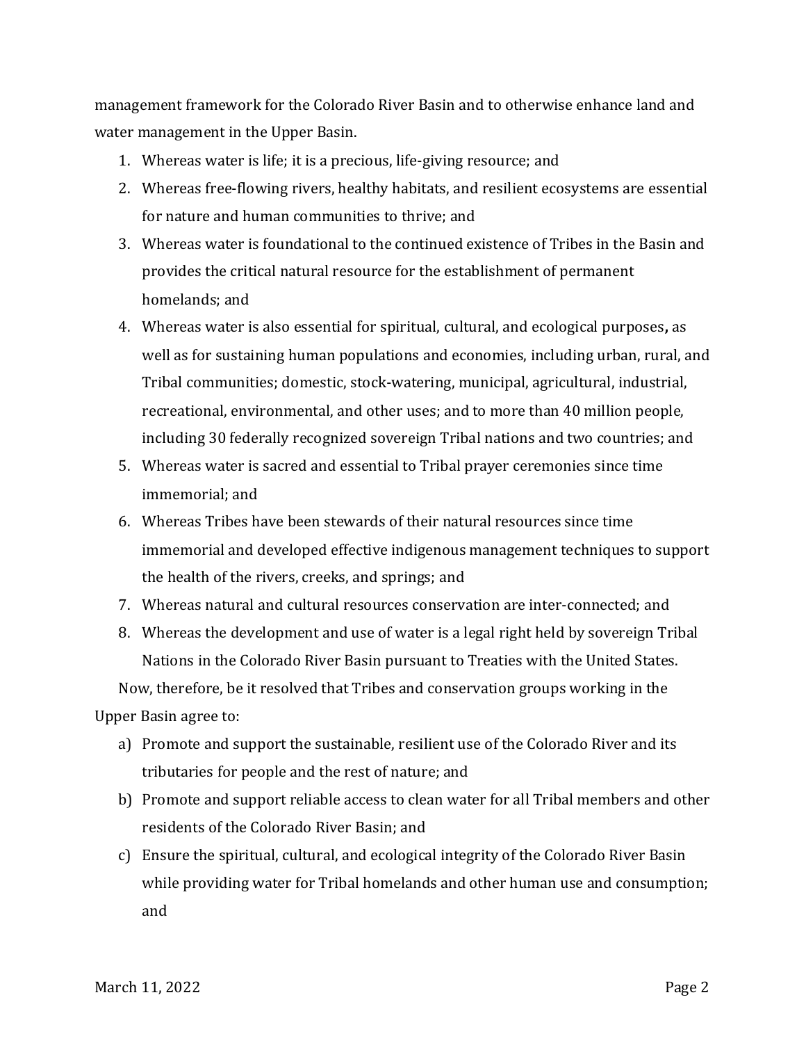management framework for the Colorado River Basin and to otherwise enhance land and water management in the Upper Basin.

1. Whereas water is life; it is a precious, life-giving resource; and
2. Whereas free-flowing rivers, healthy habitats, and resilient ecosystems are essential for nature and human communities to thrive; and
3. Whereas water is foundational to the continued existence of Tribes in the Basin and provides the critical natural resource for the establishment of permanent homelands; and
4. Whereas water is also essential for spiritual, cultural, and ecological purposes**,** as well as for sustaining human populations and economies, including urban, rural, and Tribal communities; domestic, stock-watering, municipal, agricultural, industrial, recreational, environmental, and other uses; and to more than 40 million people, including 30 federally recognized sovereign Tribal nations and two countries; and
5. Whereas water is sacred and essential to Tribal prayer ceremonies since time immemorial; and
6. Whereas Tribes have been stewards of their natural resources since time immemorial and developed effective indigenous management techniques to support the health of the rivers, creeks, and springs; and
7. Whereas natural and cultural resources conservation are inter-connected; and
8. Whereas the development and use of water is a legal right held by sovereign Tribal Nations in the Colorado River Basin pursuant to Treaties with the United States.

Now, therefore, be it resolved that Tribes and conservation groups working in the Upper Basin agree to:

a) Promote and support the sustainable, resilient use of the Colorado River and its tributaries for people and the rest of nature; and

b) Promote and support reliable access to clean water for all Tribal members and other residents of the Colorado River Basin; and

c) Ensure the spiritual, cultural, and ecological integrity of the Colorado River Basin while providing water for Tribal homelands and other human use and consumption; and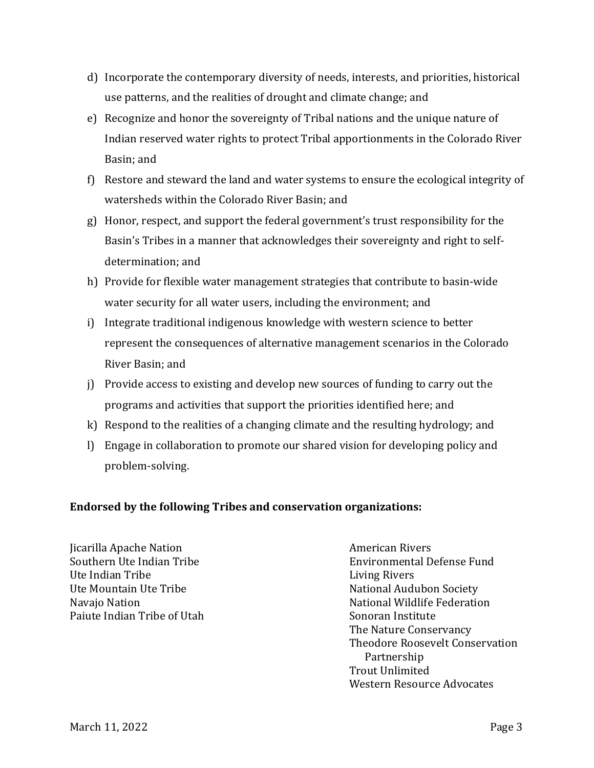d) Incorporate the contemporary diversity of needs, interests, and priorities, historical use patterns, and the realities of drought and climate change; and

e) Recognize and honor the sovereignty of Tribal nations and the unique nature of Indian reserved water rights to protect Tribal apportionments in the Colorado River Basin; and

f) Restore and steward the land and water systems to ensure the ecological integrity of watersheds within the Colorado River Basin; and

g) Honor, respect, and support the federal government's trust responsibility for the Basin's Tribes in a manner that acknowledges their sovereignty and right to self-determination; and

h) Provide for flexible water management strategies that contribute to basin-wide water security for all water users, including the environment; and

i) Integrate traditional indigenous knowledge with western science to better represent the consequences of alternative management scenarios in the Colorado River Basin; and

j) Provide access to existing and develop new sources of funding to carry out the programs and activities that support the priorities identified here; and

k) Respond to the realities of a changing climate and the resulting hydrology; and

l) Engage in collaboration to promote our shared vision for developing policy and problem-solving.

**Endorsed by the following Tribes and conservation organizations:**

Jicarilla Apache Nation
Southern Ute Indian Tribe
Ute Indian Tribe
Ute Mountain Ute Tribe
Navajo Nation
Paiute Indian Tribe of Utah

American Rivers
Environmental Defense Fund
Living Rivers
National Audubon Society
National Wildlife Federation
Sonoran Institute
The Nature Conservancy
Theodore Roosevelt Conservation Partnership
Trout Unlimited
Western Resource Advocates

March 11, 2022